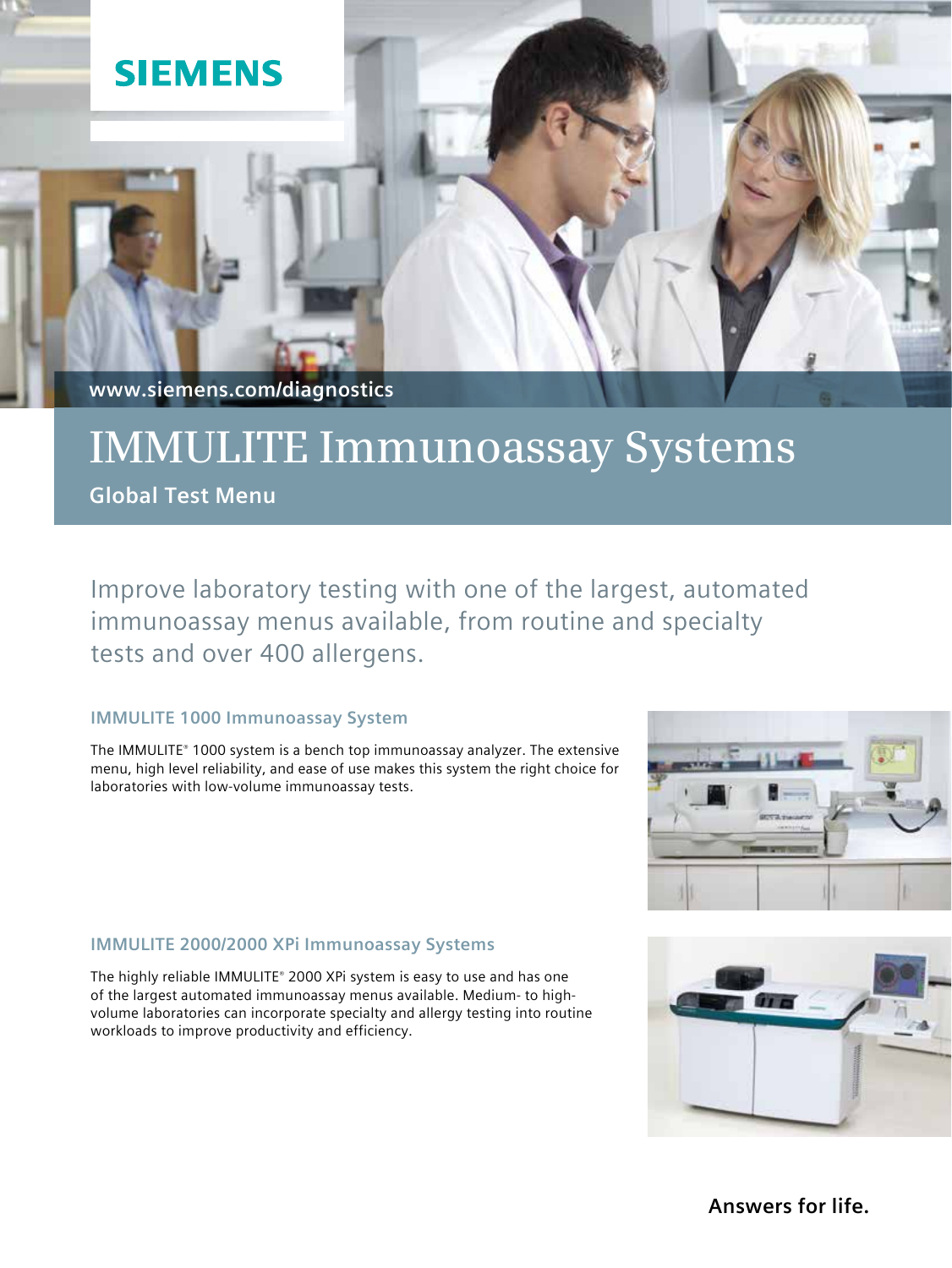SIEMENS

www.siemens.com/diagnostics

# IMMULITE Immunoassay Systems

**Global Test Menu**

Improve laboratory testing with one of the largest, automated immunoassay menus available, from routine and specialty tests and over 400 allergens.

### IMMULITE 1000 Immunoassay System

The IMMULITE® 1000 system is a bench top immunoassay analyzer. The extensive menu, high level reliability, and ease of use makes this system the right choice for laboratories with low-volume immunoassay tests.

### IMMULITE 2000/2000 XPi Immunoassay Systems

The highly reliable IMMULITE® 2000 XPi system is easy to use and has one of the largest automated immunoassay menus available. Medium- to high-volume laboratories can incorporate specialty and allergy testing into routine workloads to improve productivity and efficiency.

**Answers for life.**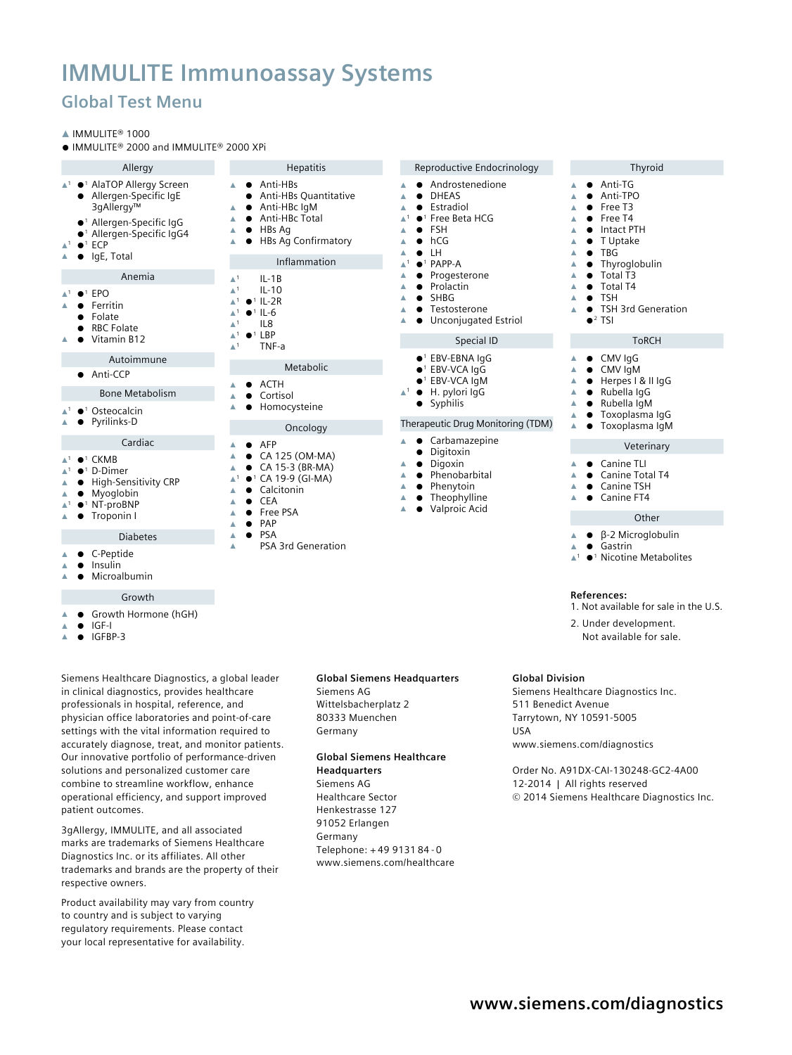# IMMULITE Immunoassay Systems

## Global Test Menu

▲ IMMULITE® 1000
● IMMULITE® 2000 and IMMULITE® 2000 XPi

### Allergy

- ▲[1] ●[1] AlaTOP Allergy Screen
- ● Allergen-Specific IgE 3gAllergy™
- ●[1] Allergen-Specific IgG
- ●[1] Allergen-Specific IgG4
- ▲[1] ●[1] ECP
- ▲ ● IgE, Total

### Anemia

- ▲[1] ●[1] EPO
- ▲ ● Ferritin
- ● Folate
- ● RBC Folate
- ▲ ● Vitamin B12

### Autoimmune

- ● Anti-CCP

### Bone Metabolism

- ▲[1] ●[1] Osteocalcin
- ▲ ● Pyrilinks-D

### Cardiac

- ▲[1] ●[1] CKMB
- ▲[1] ●[1] D-Dimer
- ▲ ● High-Sensitivity CRP
- ▲ ● Myoglobin
- ▲[1] ●[1] NT-proBNP
- ▲ ● Troponin I

### Diabetes

- ▲ ● C-Peptide
- ▲ ● Insulin
- ▲ ● Microalbumin

### Growth

- ▲ ● Growth Hormone (hGH)
- ▲ ● IGF-I
- ▲ ● IGFBP-3

### Hepatitis

- ▲ ● Anti-HBs
- ● Anti-HBs Quantitative
- ▲ ● Anti-HBc IgM
- ▲ ● Anti-HBc Total
- ▲ ● HBs Ag
- ▲ ● HBs Ag Confirmatory

### Inflammation

- ▲[1] IL-1B
- ▲[1] IL-10
- ▲[1] ●[1] IL-2R
- ▲[1] ●[1] IL-6
- ▲[1] IL8
- ▲[1] ●[1] LBP
- ▲[1] TNF-a

### Metabolic

- ▲ ● ACTH
- ▲ ● Cortisol
- ▲ ● Homocysteine

### Oncology

- ▲ ● AFP
- ▲ ● CA 125 (OM-MA)
- ▲ ● CA 15-3 (BR-MA)
- ▲[1] ●[1] CA 19-9 (GI-MA)
- ▲ ● Calcitonin
- ▲ ● CEA
- ▲ ● Free PSA
- ▲ ● PAP
- ▲ ● PSA
- ▲ PSA 3rd Generation

### Reproductive Endocrinology

- ▲ ● Androstenedione
- ▲ ● DHEAS
- ▲ ● Estradiol
- ▲[1] ●[1] Free Beta HCG
- ▲ ● FSH
- ▲ ● hCG
- ▲ ● LH
- ▲[1] ●[1] PAPP-A
- ▲ ● Progesterone
- ▲ ● Prolactin
- ▲ ● SHBG
- ▲ ● Testosterone
- ▲ ● Unconjugated Estriol

### Special ID

- ●[1] EBV-EBNA IgG
- ●[1] EBV-VCA IgG
- ●[1] EBV-VCA IgM
- ▲[1] ● H. pylori IgG
- ● Syphilis

### Therapeutic Drug Monitoring (TDM)

- ▲ ● Carbamazepine
- ● Digitoxin
- ▲ ● Digoxin
- ▲ ● Phenobarbital
- ▲ ● Phenytoin
- ▲ ● Theophylline
- ▲ ● Valproic Acid

### Thyroid

- ▲ ● Anti-TG
- ▲ ● Anti-TPO
- ▲ ● Free T3
- ▲ ● Free T4
- ▲ ● Intact PTH
- ▲ ● T Uptake
- ▲ ● TBG
- ▲ ● Thyroglobulin
- ▲ ● Total T3
- ▲ ● Total T4
- ▲ ● TSH
- ▲ ● TSH 3rd Generation
- ●[2] TSI

### ToRCH

- ▲ ● CMV IgG
- ▲ ● CMV IgM
- ▲ ● Herpes I & II IgG
- ▲ ● Rubella IgG
- ▲ ● Rubella IgM
- ▲ ● Toxoplasma IgG
- ▲ ● Toxoplasma IgM

### Veterinary

- ▲ ● Canine TLI
- ▲ ● Canine Total T4
- ▲ ● Canine TSH
- ▲ ● Canine FT4

### Other

- ▲ ● β-2 Microglobulin
- ▲ ● Gastrin
- ▲[1] ●[1] Nicotine Metabolites

**References:**

1. Not available for sale in the U.S.
2. Under development. Not available for sale.

Siemens Healthcare Diagnostics, a global leader in clinical diagnostics, provides healthcare professionals in hospital, reference, and physician office laboratories and point-of-care settings with the vital information required to accurately diagnose, treat, and monitor patients. Our innovative portfolio of performance-driven solutions and personalized customer care combine to streamline workflow, enhance operational efficiency, and support improved patient outcomes.

3gAllergy, IMMULITE, and all associated marks are trademarks of Siemens Healthcare Diagnostics Inc. or its affiliates. All other trademarks and brands are the property of their respective owners.

Product availability may vary from country to country and is subject to varying regulatory requirements. Please contact your local representative for availability.

**Global Siemens Headquarters**
Siemens AG
Wittelsbacherplatz 2
80333 Muenchen
Germany

**Global Siemens Healthcare Headquarters**
Siemens AG
Healthcare Sector
Henkestrasse 127
91052 Erlangen
Germany
Telephone: +49 9131 84 - 0
www.siemens.com/healthcare

**Global Division**
Siemens Healthcare Diagnostics Inc.
511 Benedict Avenue
Tarrytown, NY 10591-5005
USA
www.siemens.com/diagnostics

Order No. A91DX-CAI-130248-GC2-4A00
12-2014 | All rights reserved
© 2014 Siemens Healthcare Diagnostics Inc.

**www.siemens.com/diagnostics**